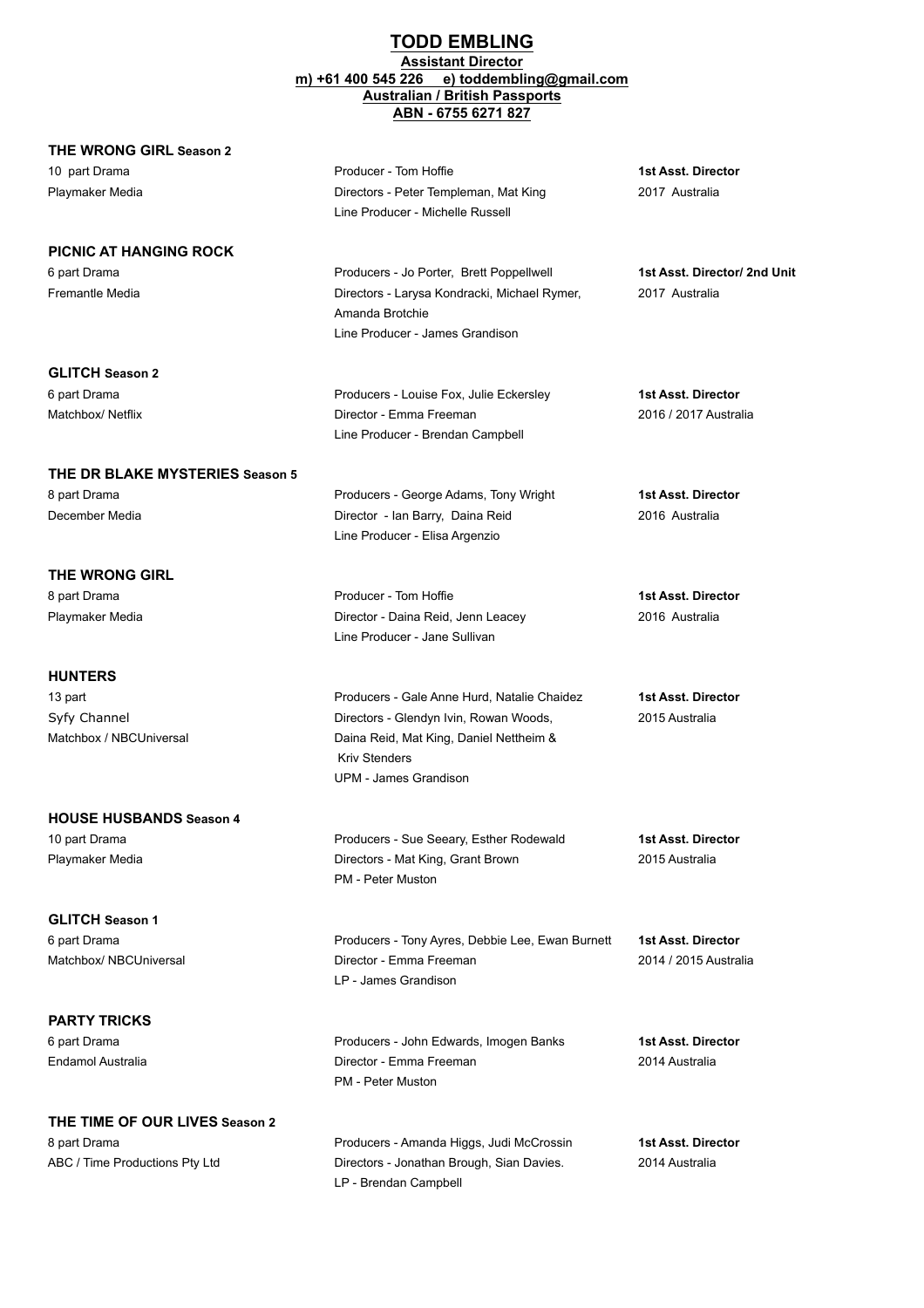# TODD EMBLING

**Assistant Director**
**m) +61 400 545 226 e) toddembling@gmail.com**
**Australian / British Passports**
**ABN - 6755 6271 827**

---

**THE WRONG GIRL Season 2**

| | | |
|---|---|---|
| 10 part Drama | Producer - Tom Hoffie | **1st Asst. Director** |
| Playmaker Media | Directors - Peter Templeman, Mat King | 2017 Australia |
| | Line Producer - Michelle Russell | |

**PICNIC AT HANGING ROCK**

| | | |
|---|---|---|
| 6 part Drama | Producers - Jo Porter, Brett Poppellwell | **1st Asst. Director/ 2nd Unit** |
| Fremantle Media | Directors - Larysa Kondracki, Michael Rymer, Amanda Brotchie | 2017 Australia |
| | Line Producer - James Grandison | |

**GLITCH Season 2**

| | | |
|---|---|---|
| 6 part Drama | Producers - Louise Fox, Julie Eckersley | **1st Asst. Director** |
| Matchbox/ Netflix | Director - Emma Freeman | 2016 / 2017 Australia |
| | Line Producer - Brendan Campbell | |

**THE DR BLAKE MYSTERIES Season 5**

| | | |
|---|---|---|
| 8 part Drama | Producers - George Adams, Tony Wright | **1st Asst. Director** |
| December Media | Director - Ian Barry, Daina Reid | 2016 Australia |
| | Line Producer - Elisa Argenzio | |

**THE WRONG GIRL**

| | | |
|---|---|---|
| 8 part Drama | Producer - Tom Hoffie | **1st Asst. Director** |
| Playmaker Media | Director - Daina Reid, Jenn Leacey | 2016 Australia |
| | Line Producer - Jane Sullivan | |

**HUNTERS**

| | | |
|---|---|---|
| 13 part | Producers - Gale Anne Hurd, Natalie Chaidez | **1st Asst. Director** |
| Syfy Channel | Directors - Glendyn Ivin, Rowan Woods, | 2015 Australia |
| Matchbox / NBCUniversal | Daina Reid, Mat King, Daniel Nettheim & Kriv Stenders | |
| | UPM - James Grandison | |

**HOUSE HUSBANDS Season 4**

| | | |
|---|---|---|
| 10 part Drama | Producers - Sue Seeary, Esther Rodewald | **1st Asst. Director** |
| Playmaker Media | Directors - Mat King, Grant Brown | 2015 Australia |
| | PM - Peter Muston | |

**GLITCH Season 1**

| | | |
|---|---|---|
| 6 part Drama | Producers - Tony Ayres, Debbie Lee, Ewan Burnett | **1st Asst. Director** |
| Matchbox/ NBCUniversal | Director - Emma Freeman | 2014 / 2015 Australia |
| | LP - James Grandison | |

**PARTY TRICKS**

| | | |
|---|---|---|
| 6 part Drama | Producers - John Edwards, Imogen Banks | **1st Asst. Director** |
| Endamol Australia | Director - Emma Freeman | 2014 Australia |
| | PM - Peter Muston | |

**THE TIME OF OUR LIVES Season 2**

| | | |
|---|---|---|
| 8 part Drama | Producers - Amanda Higgs, Judi McCrossin | **1st Asst. Director** |
| ABC / Time Productions Pty Ltd | Directors - Jonathan Brough, Sian Davies. | 2014 Australia |
| | LP - Brendan Campbell | |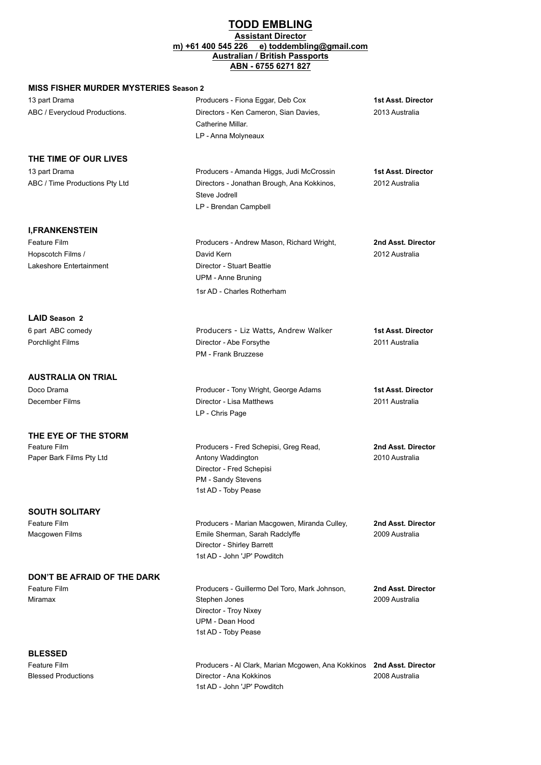# TODD EMBLING

**Assistant Director**
**m) +61 400 545 226 e) toddembling@gmail.com**
**Australian / British Passports**
**ABN - 6755 6271 827**

### MISS FISHER MURDER MYSTERIES Season 2

| | | |
|---|---|---|
| 13 part Drama | Producers - Fiona Eggar, Deb Cox | **1st Asst. Director** |
| ABC / Everycloud Productions. | Directors - Ken Cameron, Sian Davies, Catherine Millar. | 2013 Australia |
| | LP - Anna Molyneaux | |

### THE TIME OF OUR LIVES

| | | |
|---|---|---|
| 13 part Drama | Producers - Amanda Higgs, Judi McCrossin | **1st Asst. Director** |
| ABC / Time Productions Pty Ltd | Directors - Jonathan Brough, Ana Kokkinos, Steve Jodrell | 2012 Australia |
| | LP - Brendan Campbell | |

### I,FRANKENSTEIN

| | | |
|---|---|---|
| Feature Film | Producers - Andrew Mason, Richard Wright, David Kern | **2nd Asst. Director** |
| Hopscotch Films / Lakeshore Entertainment | Director - Stuart Beattie | 2012 Australia |
| | UPM - Anne Bruning | |
| | 1sr AD - Charles Rotherham | |

### LAID Season 2

| | | |
|---|---|---|
| 6 part ABC comedy | Producers - Liz Watts, Andrew Walker | **1st Asst. Director** |
| Porchlight Films | Director - Abe Forsythe | 2011 Australia |
| | PM - Frank Bruzzese | |

### AUSTRALIA ON TRIAL

| | | |
|---|---|---|
| Doco Drama | Producer - Tony Wright, George Adams | **1st Asst. Director** |
| December Films | Director - Lisa Matthews | 2011 Australia |
| | LP - Chris Page | |

### THE EYE OF THE STORM

| | | |
|---|---|---|
| Feature Film | Producers - Fred Schepisi, Greg Read, Antony Waddington | **2nd Asst. Director** |
| Paper Bark Films Pty Ltd | Director - Fred Schepisi | 2010 Australia |
| | PM - Sandy Stevens | |
| | 1st AD - Toby Pease | |

### SOUTH SOLITARY

| | | |
|---|---|---|
| Feature Film | Producers - Marian Macgowen, Miranda Culley, Emile Sherman, Sarah Radclyffe | **2nd Asst. Director** |
| Macgowen Films | Director - Shirley Barrett | 2009 Australia |
| | 1st AD - John 'JP' Powditch | |

### DON'T BE AFRAID OF THE DARK

| | | |
|---|---|---|
| Feature Film | Producers - Guillermo Del Toro, Mark Johnson, Stephen Jones | **2nd Asst. Director** |
| Miramax | Director - Troy Nixey | 2009 Australia |
| | UPM - Dean Hood | |
| | 1st AD - Toby Pease | |

### BLESSED

| | | |
|---|---|---|
| Feature Film | Producers - Al Clark, Marian Mcgowen, Ana Kokkinos | **2nd Asst. Director** |
| Blessed Productions | Director - Ana Kokkinos | 2008 Australia |
| | 1st AD - John 'JP' Powditch | |